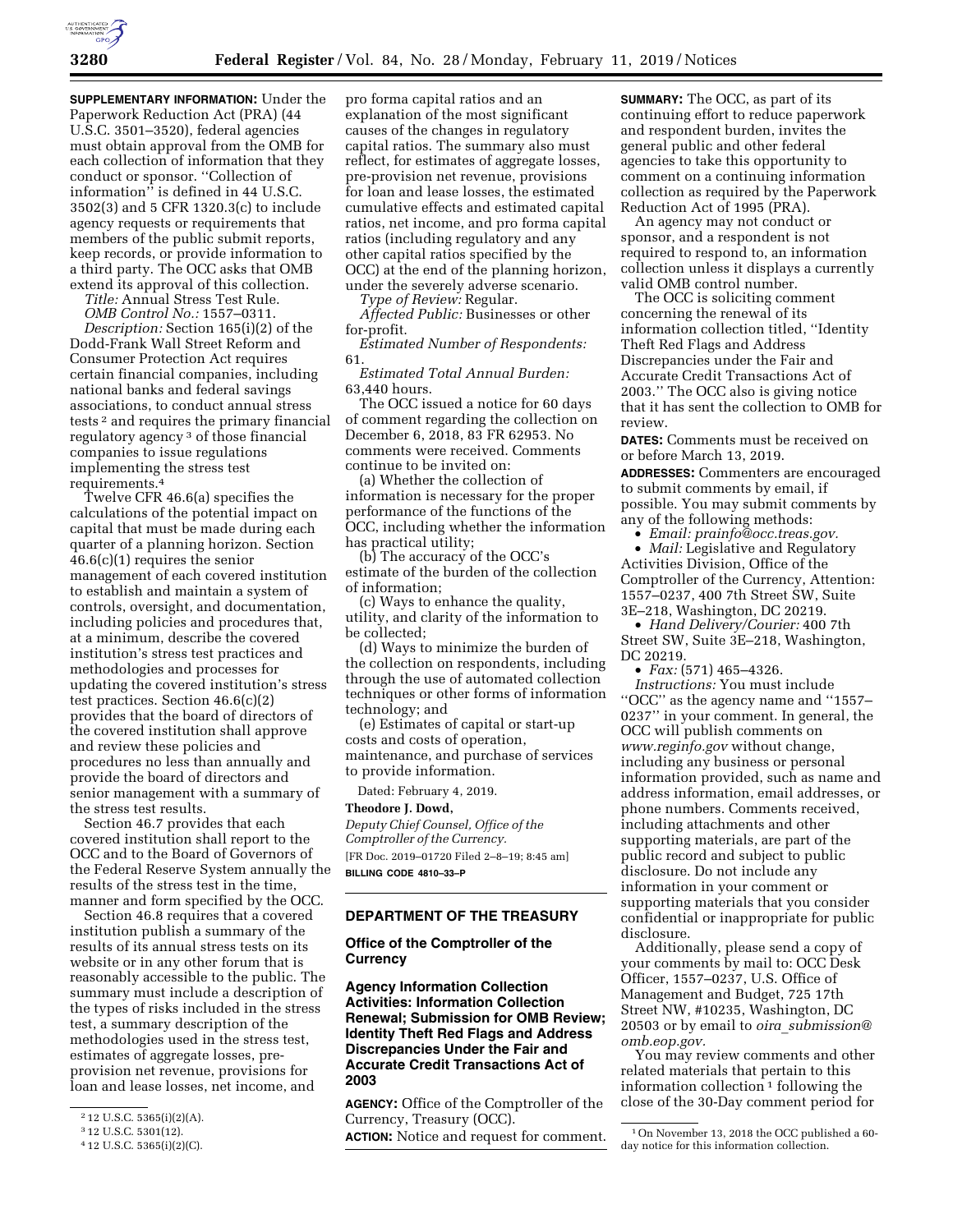**SUPPLEMENTARY INFORMATION:** Under the Paperwork Reduction Act (PRA) (44 U.S.C. 3501–3520), federal agencies must obtain approval from the OMB for each collection of information that they conduct or sponsor. ''Collection of information'' is defined in 44 U.S.C. 3502(3) and 5 CFR 1320.3(c) to include agency requests or requirements that members of the public submit reports, keep records, or provide information to a third party. The OCC asks that OMB extend its approval of this collection.

*Title:* Annual Stress Test Rule.

*OMB Control No.:* 1557–0311.

*Description:* Section 165(i)(2) of the Dodd-Frank Wall Street Reform and Consumer Protection Act requires certain financial companies, including national banks and federal savings associations, to conduct annual stress tests [2] and requires the primary financial regulatory agency [3] of those financial companies to issue regulations implementing the stress test requirements.[4]

Twelve CFR 46.6(a) specifies the calculations of the potential impact on capital that must be made during each quarter of a planning horizon. Section 46.6(c)(1) requires the senior management of each covered institution to establish and maintain a system of controls, oversight, and documentation, including policies and procedures that, at a minimum, describe the covered institution's stress test practices and methodologies and processes for updating the covered institution's stress test practices. Section 46.6(c)(2) provides that the board of directors of the covered institution shall approve and review these policies and procedures no less than annually and provide the board of directors and senior management with a summary of the stress test results.

Section 46.7 provides that each covered institution shall report to the OCC and to the Board of Governors of the Federal Reserve System annually the results of the stress test in the time, manner and form specified by the OCC.

Section 46.8 requires that a covered institution publish a summary of the results of its annual stress tests on its website or in any other forum that is reasonably accessible to the public. The summary must include a description of the types of risks included in the stress test, a summary description of the methodologies used in the stress test, estimates of aggregate losses, pre-provision net revenue, provisions for loan and lease losses, net income, and pro forma capital ratios and an explanation of the most significant causes of the changes in regulatory capital ratios. The summary also must reflect, for estimates of aggregate losses, pre-provision net revenue, provisions for loan and lease losses, the estimated cumulative effects and estimated capital ratios, net income, and pro forma capital ratios (including regulatory and any other capital ratios specified by the OCC) at the end of the planning horizon, under the severely adverse scenario.

*Type of Review:* Regular.

*Affected Public:* Businesses or other for-profit.

*Estimated Number of Respondents:* 61.

*Estimated Total Annual Burden:* 63,440 hours.

The OCC issued a notice for 60 days of comment regarding the collection on December 6, 2018, 83 FR 62953. No comments were received. Comments continue to be invited on:

(a) Whether the collection of information is necessary for the proper performance of the functions of the OCC, including whether the information has practical utility;

(b) The accuracy of the OCC's estimate of the burden of the collection of information;

(c) Ways to enhance the quality, utility, and clarity of the information to be collected;

(d) Ways to minimize the burden of the collection on respondents, including through the use of automated collection techniques or other forms of information technology; and

(e) Estimates of capital or start-up costs and costs of operation, maintenance, and purchase of services to provide information.

Dated: February 4, 2019.

**Theodore J. Dowd,**

*Deputy Chief Counsel, Office of the Comptroller of the Currency.*

[FR Doc. 2019–01720 Filed 2–8–19; 8:45 am]

**BILLING CODE 4810–33–P**

[2] 12 U.S.C. 5365(i)(2)(A).

[3] 12 U.S.C. 5301(12).

[4] 12 U.S.C. 5365(i)(2)(C).

## DEPARTMENT OF THE TREASURY

### Office of the Comptroller of the Currency

### Agency Information Collection Activities: Information Collection Renewal; Submission for OMB Review; Identity Theft Red Flags and Address Discrepancies Under the Fair and Accurate Credit Transactions Act of 2003

**AGENCY:** Office of the Comptroller of the Currency, Treasury (OCC).

**ACTION:** Notice and request for comment.

**SUMMARY:** The OCC, as part of its continuing effort to reduce paperwork and respondent burden, invites the general public and other federal agencies to take this opportunity to comment on a continuing information collection as required by the Paperwork Reduction Act of 1995 (PRA).

An agency may not conduct or sponsor, and a respondent is not required to respond to, an information collection unless it displays a currently valid OMB control number.

The OCC is soliciting comment concerning the renewal of its information collection titled, ''Identity Theft Red Flags and Address Discrepancies under the Fair and Accurate Credit Transactions Act of 2003.'' The OCC also is giving notice that it has sent the collection to OMB for review.

**DATES:** Comments must be received on or before March 13, 2019.

**ADDRESSES:** Commenters are encouraged to submit comments by email, if possible. You may submit comments by any of the following methods:

- *Email: prainfo@occ.treas.gov.*
- *Mail:* Legislative and Regulatory Activities Division, Office of the Comptroller of the Currency, Attention: 1557–0237, 400 7th Street SW, Suite 3E–218, Washington, DC 20219.
- *Hand Delivery/Courier:* 400 7th Street SW, Suite 3E–218, Washington, DC 20219.
- *Fax:* (571) 465–4326.

*Instructions:* You must include ''OCC'' as the agency name and ''1557–0237'' in your comment. In general, the OCC will publish comments on *www.reginfo.gov* without change, including any business or personal information provided, such as name and address information, email addresses, or phone numbers. Comments received, including attachments and other supporting materials, are part of the public record and subject to public disclosure. Do not include any information in your comment or supporting materials that you consider confidential or inappropriate for public disclosure.

Additionally, please send a copy of your comments by mail to: OCC Desk Officer, 1557–0237, U.S. Office of Management and Budget, 725 17th Street NW, #10235, Washington, DC 20503 or by email to *oira_submission@omb.eop.gov.*

You may review comments and other related materials that pertain to this information collection [1] following the close of the 30-Day comment period for

[1] On November 13, 2018 the OCC published a 60-day notice for this information collection.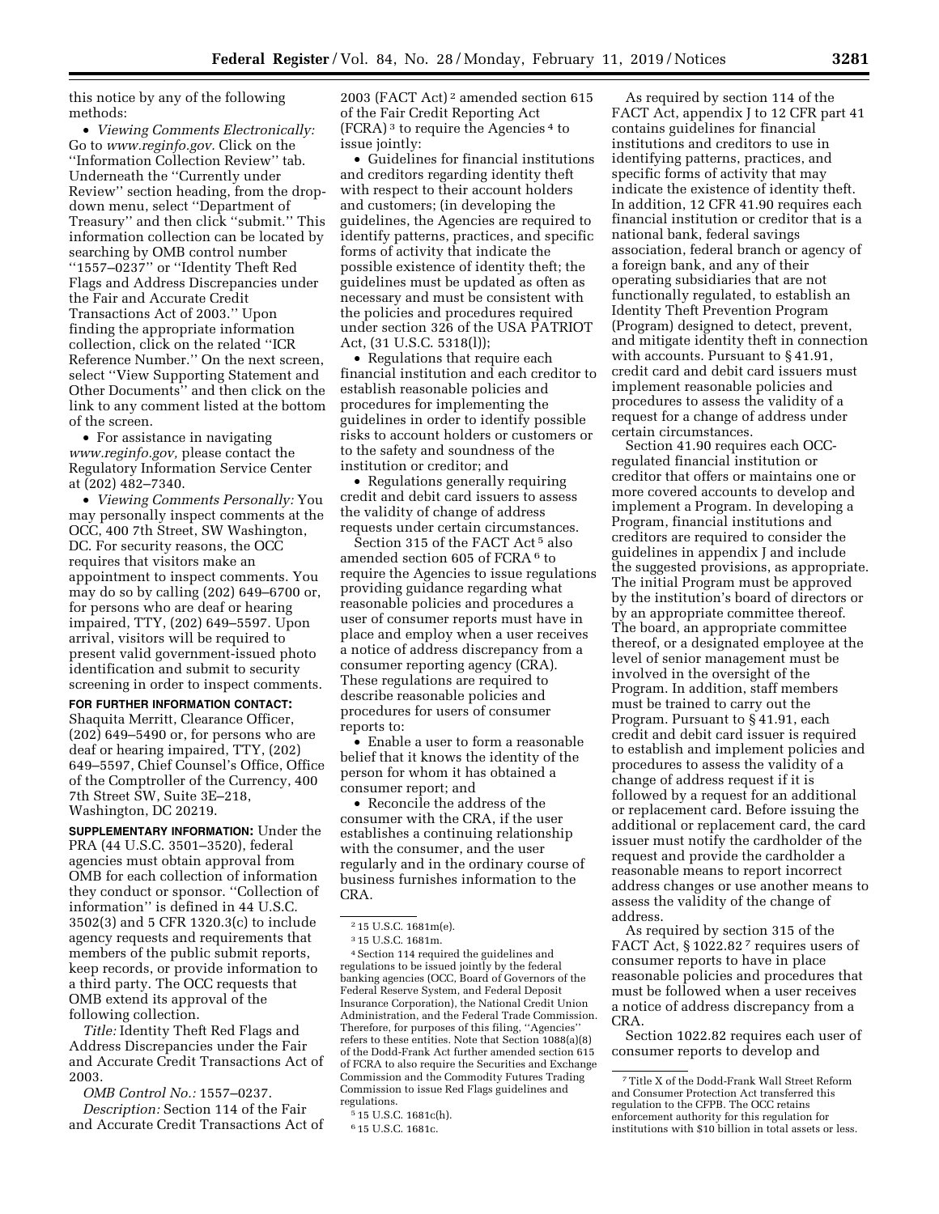this notice by any of the following methods:

- *Viewing Comments Electronically:* Go to *www.reginfo.gov.* Click on the ''Information Collection Review'' tab. Underneath the ''Currently under Review'' section heading, from the drop-down menu, select ''Department of Treasury'' and then click ''submit.'' This information collection can be located by searching by OMB control number ''1557–0237'' or ''Identity Theft Red Flags and Address Discrepancies under the Fair and Accurate Credit Transactions Act of 2003.'' Upon finding the appropriate information collection, click on the related ''ICR Reference Number.'' On the next screen, select ''View Supporting Statement and Other Documents'' and then click on the link to any comment listed at the bottom of the screen.
- For assistance in navigating *www.reginfo.gov,* please contact the Regulatory Information Service Center at (202) 482–7340.
- *Viewing Comments Personally:* You may personally inspect comments at the OCC, 400 7th Street, SW Washington, DC. For security reasons, the OCC requires that visitors make an appointment to inspect comments. You may do so by calling (202) 649–6700 or, for persons who are deaf or hearing impaired, TTY, (202) 649–5597. Upon arrival, visitors will be required to present valid government-issued photo identification and submit to security screening in order to inspect comments.

**FOR FURTHER INFORMATION CONTACT:** Shaquita Merritt, Clearance Officer, (202) 649–5490 or, for persons who are deaf or hearing impaired, TTY, (202) 649–5597, Chief Counsel's Office, Office of the Comptroller of the Currency, 400 7th Street SW, Suite 3E–218, Washington, DC 20219.

**SUPPLEMENTARY INFORMATION:** Under the PRA (44 U.S.C. 3501–3520), federal agencies must obtain approval from OMB for each collection of information they conduct or sponsor. ''Collection of information'' is defined in 44 U.S.C. 3502(3) and 5 CFR 1320.3(c) to include agency requests and requirements that members of the public submit reports, keep records, or provide information to a third party. The OCC requests that OMB extend its approval of the following collection.

*Title:* Identity Theft Red Flags and Address Discrepancies under the Fair and Accurate Credit Transactions Act of 2003.

*OMB Control No.:* 1557–0237.

*Description:* Section 114 of the Fair and Accurate Credit Transactions Act of 2003 (FACT Act) [2] amended section 615 of the Fair Credit Reporting Act (FCRA) [3] to require the Agencies [4] to issue jointly:

- Guidelines for financial institutions and creditors regarding identity theft with respect to their account holders and customers; (in developing the guidelines, the Agencies are required to identify patterns, practices, and specific forms of activity that indicate the possible existence of identity theft; the guidelines must be updated as often as necessary and must be consistent with the policies and procedures required under section 326 of the USA PATRIOT Act, (31 U.S.C. 5318(l));
- Regulations that require each financial institution and each creditor to establish reasonable policies and procedures for implementing the guidelines in order to identify possible risks to account holders or customers or to the safety and soundness of the institution or creditor; and
- Regulations generally requiring credit and debit card issuers to assess the validity of change of address requests under certain circumstances.

Section 315 of the FACT Act [5] also amended section 605 of FCRA [6] to require the Agencies to issue regulations providing guidance regarding what reasonable policies and procedures a user of consumer reports must have in place and employ when a user receives a notice of address discrepancy from a consumer reporting agency (CRA). These regulations are required to describe reasonable policies and procedures for users of consumer reports to:

- Enable a user to form a reasonable belief that it knows the identity of the person for whom it has obtained a consumer report; and
- Reconcile the address of the consumer with the CRA, if the user establishes a continuing relationship with the consumer, and the user regularly and in the ordinary course of business furnishes information to the CRA.

As required by section 114 of the FACT Act, appendix J to 12 CFR part 41 contains guidelines for financial institutions and creditors to use in identifying patterns, practices, and specific forms of activity that may indicate the existence of identity theft. In addition, 12 CFR 41.90 requires each financial institution or creditor that is a national bank, federal savings association, federal branch or agency of a foreign bank, and any of their operating subsidiaries that are not functionally regulated, to establish an Identity Theft Prevention Program (Program) designed to detect, prevent, and mitigate identity theft in connection with accounts. Pursuant to § 41.91, credit card and debit card issuers must implement reasonable policies and procedures to assess the validity of a request for a change of address under certain circumstances.

Section 41.90 requires each OCC-regulated financial institution or creditor that offers or maintains one or more covered accounts to develop and implement a Program. In developing a Program, financial institutions and creditors are required to consider the guidelines in appendix J and include the suggested provisions, as appropriate. The initial Program must be approved by the institution's board of directors or by an appropriate committee thereof. The board, an appropriate committee thereof, or a designated employee at the level of senior management must be involved in the oversight of the Program. In addition, staff members must be trained to carry out the Program. Pursuant to § 41.91, each credit and debit card issuer is required to establish and implement policies and procedures to assess the validity of a change of address request if it is followed by a request for an additional or replacement card. Before issuing the additional or replacement card, the card issuer must notify the cardholder of the request and provide the cardholder a reasonable means to report incorrect address changes or use another means to assess the validity of the change of address.

As required by section 315 of the FACT Act, § 1022.82 [7] requires users of consumer reports to have in place reasonable policies and procedures that must be followed when a user receives a notice of address discrepancy from a CRA.

Section 1022.82 requires each user of consumer reports to develop and

[2] 15 U.S.C. 1681m(e).

[3] 15 U.S.C. 1681m.

[4] Section 114 required the guidelines and regulations to be issued jointly by the federal banking agencies (OCC, Board of Governors of the Federal Reserve System, and Federal Deposit Insurance Corporation), the National Credit Union Administration, and the Federal Trade Commission. Therefore, for purposes of this filing, ''Agencies'' refers to these entities. Note that Section 1088(a)(8) of the Dodd-Frank Act further amended section 615 of FCRA to also require the Securities and Exchange Commission and the Commodity Futures Trading Commission to issue Red Flags guidelines and regulations.

[5] 15 U.S.C. 1681c(h).

[6] 15 U.S.C. 1681c.

[7] Title X of the Dodd-Frank Wall Street Reform and Consumer Protection Act transferred this regulation to the CFPB. The OCC retains enforcement authority for this regulation for institutions with $10 billion in total assets or less.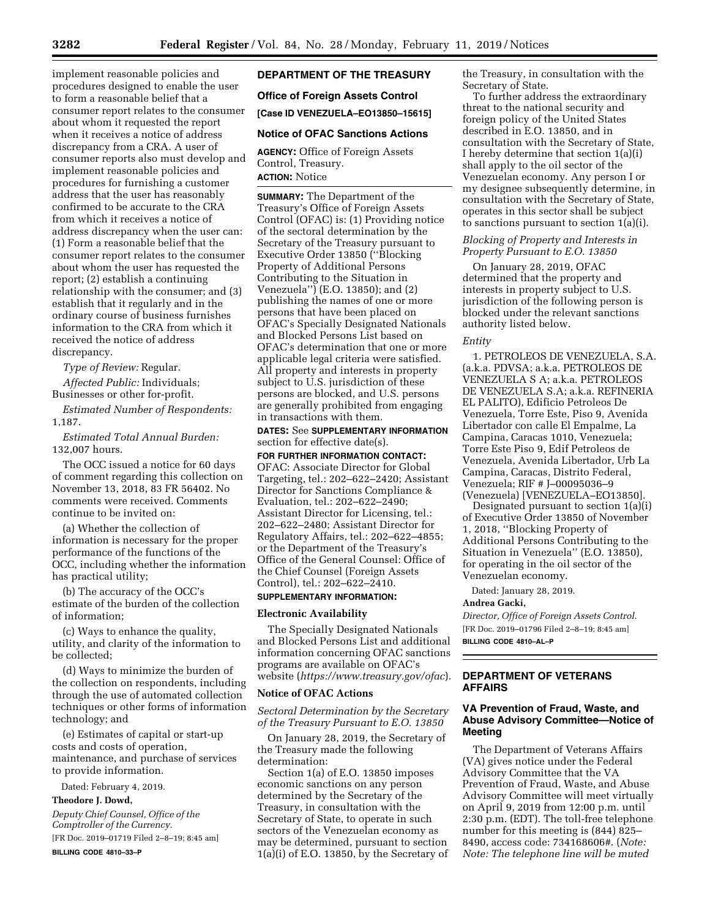implement reasonable policies and procedures designed to enable the user to form a reasonable belief that a consumer report relates to the consumer about whom it requested the report when it receives a notice of address discrepancy from a CRA. A user of consumer reports also must develop and implement reasonable policies and procedures for furnishing a customer address that the user has reasonably confirmed to be accurate to the CRA from which it receives a notice of address discrepancy when the user can: (1) Form a reasonable belief that the consumer report relates to the consumer about whom the user has requested the report; (2) establish a continuing relationship with the consumer; and (3) establish that it regularly and in the ordinary course of business furnishes information to the CRA from which it received the notice of address discrepancy.

*Type of Review:* Regular.

*Affected Public:* Individuals; Businesses or other for-profit.

*Estimated Number of Respondents:* 1,187.

*Estimated Total Annual Burden:* 132,007 hours.

The OCC issued a notice for 60 days of comment regarding this collection on November 13, 2018, 83 FR 56402. No comments were received. Comments continue to be invited on:

(a) Whether the collection of information is necessary for the proper performance of the functions of the OCC, including whether the information has practical utility;

(b) The accuracy of the OCC's estimate of the burden of the collection of information;

(c) Ways to enhance the quality, utility, and clarity of the information to be collected;

(d) Ways to minimize the burden of the collection on respondents, including through the use of automated collection techniques or other forms of information technology; and

(e) Estimates of capital or start-up costs and costs of operation, maintenance, and purchase of services to provide information.

Dated: February 4, 2019.

**Theodore J. Dowd,**

*Deputy Chief Counsel, Office of the Comptroller of the Currency.*

[FR Doc. 2019–01719 Filed 2–8–19; 8:45 am]

**BILLING CODE 4810–33–P**

## DEPARTMENT OF THE TREASURY

### Office of Foreign Assets Control

**[Case ID VENEZUELA–EO13850–15615]**

### Notice of OFAC Sanctions Actions

**AGENCY:** Office of Foreign Assets Control, Treasury.

**ACTION:** Notice

**SUMMARY:** The Department of the Treasury's Office of Foreign Assets Control (OFAC) is: (1) Providing notice of the sectoral determination by the Secretary of the Treasury pursuant to Executive Order 13850 (''Blocking Property of Additional Persons Contributing to the Situation in Venezuela'') (E.O. 13850); and (2) publishing the names of one or more persons that have been placed on OFAC's Specially Designated Nationals and Blocked Persons List based on OFAC's determination that one or more applicable legal criteria were satisfied. All property and interests in property subject to U.S. jurisdiction of these persons are blocked, and U.S. persons are generally prohibited from engaging in transactions with them.

**DATES:** See **SUPPLEMENTARY INFORMATION** section for effective date(s).

**FOR FURTHER INFORMATION CONTACT:** OFAC: Associate Director for Global Targeting, tel.: 202–622–2420; Assistant Director for Sanctions Compliance & Evaluation, tel.: 202–622–2490; Assistant Director for Licensing, tel.: 202–622–2480; Assistant Director for Regulatory Affairs, tel.: 202–622–4855; or the Department of the Treasury's Office of the General Counsel: Office of the Chief Counsel (Foreign Assets Control), tel.: 202–622–2410.

**SUPPLEMENTARY INFORMATION:**

#### Electronic Availability

The Specially Designated Nationals and Blocked Persons List and additional information concerning OFAC sanctions programs are available on OFAC's website (*https://www.treasury.gov/ofac*).

#### Notice of OFAC Actions

*Sectoral Determination by the Secretary of the Treasury Pursuant to E.O. 13850*

On January 28, 2019, the Secretary of the Treasury made the following determination:

Section 1(a) of E.O. 13850 imposes economic sanctions on any person determined by the Secretary of the Treasury, in consultation with the Secretary of State, to operate in such sectors of the Venezuelan economy as may be determined, pursuant to section 1(a)(i) of E.O. 13850, by the Secretary of the Treasury, in consultation with the Secretary of State.

To further address the extraordinary threat to the national security and foreign policy of the United States described in E.O. 13850, and in consultation with the Secretary of State, I hereby determine that section 1(a)(i) shall apply to the oil sector of the Venezuelan economy. Any person I or my designee subsequently determine, in consultation with the Secretary of State, operates in this sector shall be subject to sanctions pursuant to section 1(a)(i).

*Blocking of Property and Interests in Property Pursuant to E.O. 13850*

On January 28, 2019, OFAC determined that the property and interests in property subject to U.S. jurisdiction of the following person is blocked under the relevant sanctions authority listed below.

*Entity*

1. PETROLEOS DE VENEZUELA, S.A. (a.k.a. PDVSA; a.k.a. PETROLEOS DE VENEZUELA S A; a.k.a. PETROLEOS DE VENEZUELA S.A; a.k.a. REFINERIA EL PALITO), Edificio Petroleos De Venezuela, Torre Este, Piso 9, Avenida Libertador con calle El Empalme, La Campina, Caracas 1010, Venezuela; Torre Este Piso 9, Edif Petroleos de Venezuela, Avenida Libertador, Urb La Campina, Caracas, Distrito Federal, Venezuela; RIF # J–00095036–9 (Venezuela) [VENEZUELA–EO13850].

Designated pursuant to section 1(a)(i) of Executive Order 13850 of November 1, 2018, ''Blocking Property of Additional Persons Contributing to the Situation in Venezuela'' (E.O. 13850), for operating in the oil sector of the Venezuelan economy.

Dated: January 28, 2019.

**Andrea Gacki,**

*Director, Office of Foreign Assets Control.*

[FR Doc. 2019–01796 Filed 2–8–19; 8:45 am]

**BILLING CODE 4810–AL–P**

## DEPARTMENT OF VETERANS AFFAIRS

### VA Prevention of Fraud, Waste, and Abuse Advisory Committee—Notice of Meeting

The Department of Veterans Affairs (VA) gives notice under the Federal Advisory Committee that the VA Prevention of Fraud, Waste, and Abuse Advisory Committee will meet virtually on April 9, 2019 from 12:00 p.m. until 2:30 p.m. (EDT). The toll-free telephone number for this meeting is (844) 825–8490, access code: 734168606#. (*Note: Note: The telephone line will be muted*